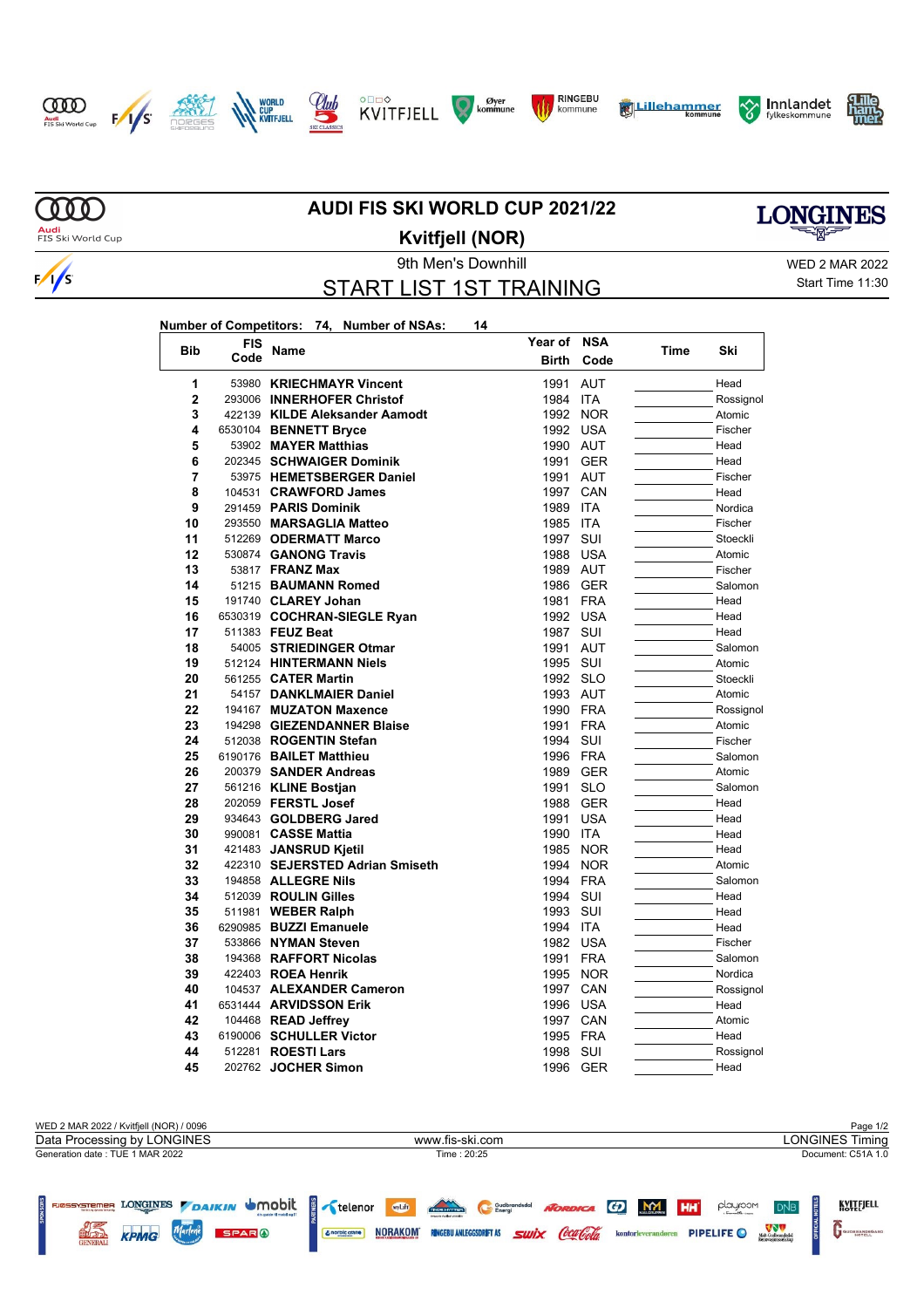# AUDI FIS SKI WORLD CUP 2021/22

## Kvitfjell (NOR)

9th Men's Downhill

WED 2 MAR 2022

Start Time 11:30

## START LIST 1ST TRAINING

**Number of Competitors: 74, Number of NSAs: 14**

| Bib | FIS Code | Name | Year of Birth | NSA Code | Time | Ski |
|---|---|---|---|---|---|---|
| 1 | 53980 | **KRIECHMAYR Vincent** | 1991 | AUT | | Head |
| 2 | 293006 | **INNERHOFER Christof** | 1984 | ITA | | Rossignol |
| 3 | 422139 | **KILDE Aleksander Aamodt** | 1992 | NOR | | Atomic |
| 4 | 6530104 | **BENNETT Bryce** | 1992 | USA | | Fischer |
| 5 | 53902 | **MAYER Matthias** | 1990 | AUT | | Head |
| 6 | 202345 | **SCHWAIGER Dominik** | 1991 | GER | | Head |
| 7 | 53975 | **HEMETSBERGER Daniel** | 1991 | AUT | | Fischer |
| 8 | 104531 | **CRAWFORD James** | 1997 | CAN | | Head |
| 9 | 291459 | **PARIS Dominik** | 1989 | ITA | | Nordica |
| 10 | 293550 | **MARSAGLIA Matteo** | 1985 | ITA | | Fischer |
| 11 | 512269 | **ODERMATT Marco** | 1997 | SUI | | Stoeckli |
| 12 | 530874 | **GANONG Travis** | 1988 | USA | | Atomic |
| 13 | 53817 | **FRANZ Max** | 1989 | AUT | | Fischer |
| 14 | 51215 | **BAUMANN Romed** | 1986 | GER | | Salomon |
| 15 | 191740 | **CLAREY Johan** | 1981 | FRA | | Head |
| 16 | 6530319 | **COCHRAN-SIEGLE Ryan** | 1992 | USA | | Head |
| 17 | 511383 | **FEUZ Beat** | 1987 | SUI | | Head |
| 18 | 54005 | **STRIEDINGER Otmar** | 1991 | AUT | | Salomon |
| 19 | 512124 | **HINTERMANN Niels** | 1995 | SUI | | Atomic |
| 20 | 561255 | **CATER Martin** | 1992 | SLO | | Stoeckli |
| 21 | 54157 | **DANKLMAIER Daniel** | 1993 | AUT | | Atomic |
| 22 | 194167 | **MUZATON Maxence** | 1990 | FRA | | Rossignol |
| 23 | 194298 | **GIEZENDANNER Blaise** | 1991 | FRA | | Atomic |
| 24 | 512038 | **ROGENTIN Stefan** | 1994 | SUI | | Fischer |
| 25 | 6190176 | **BAILET Matthieu** | 1996 | FRA | | Salomon |
| 26 | 200379 | **SANDER Andreas** | 1989 | GER | | Atomic |
| 27 | 561216 | **KLINE Bostjan** | 1991 | SLO | | Salomon |
| 28 | 202059 | **FERSTL Josef** | 1988 | GER | | Head |
| 29 | 934643 | **GOLDBERG Jared** | 1991 | USA | | Head |
| 30 | 990081 | **CASSE Mattia** | 1990 | ITA | | Head |
| 31 | 421483 | **JANSRUD Kjetil** | 1985 | NOR | | Head |
| 32 | 422310 | **SEJERSTED Adrian Smiseth** | 1994 | NOR | | Atomic |
| 33 | 194858 | **ALLEGRE Nils** | 1994 | FRA | | Salomon |
| 34 | 512039 | **ROULIN Gilles** | 1994 | SUI | | Head |
| 35 | 511981 | **WEBER Ralph** | 1993 | SUI | | Head |
| 36 | 6290985 | **BUZZI Emanuele** | 1994 | ITA | | Head |
| 37 | 533866 | **NYMAN Steven** | 1982 | USA | | Fischer |
| 38 | 194368 | **RAFFORT Nicolas** | 1991 | FRA | | Salomon |
| 39 | 422403 | **ROEA Henrik** | 1995 | NOR | | Nordica |
| 40 | 104537 | **ALEXANDER Cameron** | 1997 | CAN | | Rossignol |
| 41 | 6531444 | **ARVIDSSON Erik** | 1996 | USA | | Head |
| 42 | 104468 | **READ Jeffrey** | 1997 | CAN | | Atomic |
| 43 | 6190006 | **SCHULLER Victor** | 1995 | FRA | | Head |
| 44 | 512281 | **ROESTI Lars** | 1998 | SUI | | Rossignol |
| 45 | 202762 | **JOCHER Simon** | 1996 | GER | | Head |

WED 2 MAR 2022 / Kvitfjell (NOR) / 0096

Data Processing by LONGINES — www.fis-ski.com — LONGINES Timing

Generation date : TUE 1 MAR 2022 — Time : 20:25 — Document: C51A 1.0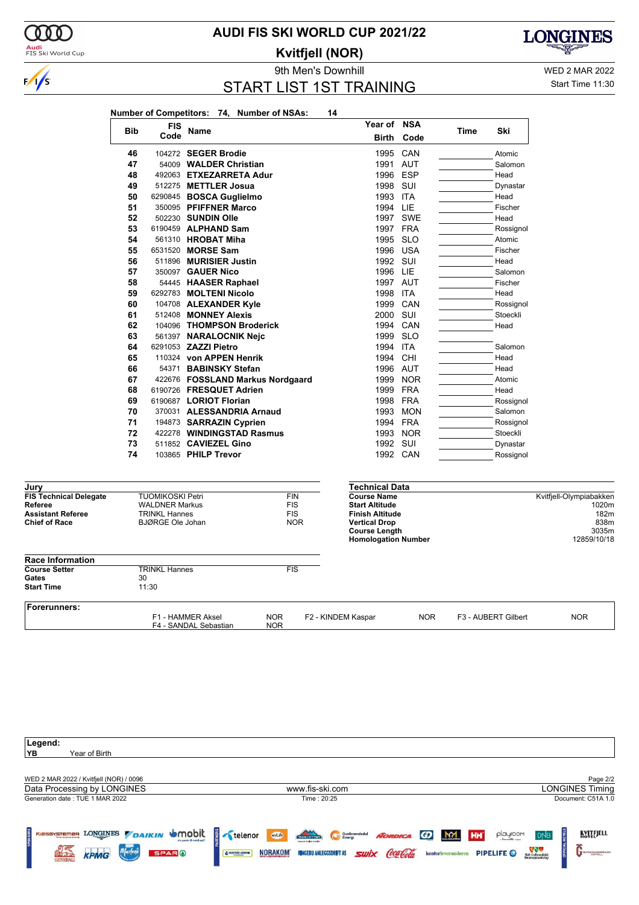# AUDI FIS SKI WORLD CUP 2021/22

## Kvitfjell (NOR)

9th Men's Downhill

WED 2 MAR 2022

## START LIST 1ST TRAINING

Start Time 11:30

**Number of Competitors:** 74, **Number of NSAs:** 14

| Bib | FIS Code | Name | Year of Birth | NSA Code | Time | Ski |
|---|---|---|---|---|---|---|
| 46 | 104272 | **SEGER Brodie** | 1995 | CAN | | Atomic |
| 47 | 54009 | **WALDER Christian** | 1991 | AUT | | Salomon |
| 48 | 492063 | **ETXEZARRETA Adur** | 1996 | ESP | | Head |
| 49 | 512275 | **METTLER Josua** | 1998 | SUI | | Dynastar |
| 50 | 6290845 | **BOSCA Guglielmo** | 1993 | ITA | | Head |
| 51 | 350095 | **PFIFFNER Marco** | 1994 | LIE | | Fischer |
| 52 | 502230 | **SUNDIN Olle** | 1997 | SWE | | Head |
| 53 | 6190459 | **ALPHAND Sam** | 1997 | FRA | | Rossignol |
| 54 | 561310 | **HROBAT Miha** | 1995 | SLO | | Atomic |
| 55 | 6531520 | **MORSE Sam** | 1996 | USA | | Fischer |
| 56 | 511896 | **MURISIER Justin** | 1992 | SUI | | Head |
| 57 | 350097 | **GAUER Nico** | 1996 | LIE | | Salomon |
| 58 | 54445 | **HAASER Raphael** | 1997 | AUT | | Fischer |
| 59 | 6292783 | **MOLTENI Nicolo** | 1998 | ITA | | Head |
| 60 | 104708 | **ALEXANDER Kyle** | 1999 | CAN | | Rossignol |
| 61 | 512408 | **MONNEY Alexis** | 2000 | SUI | | Stoeckli |
| 62 | 104096 | **THOMPSON Broderick** | 1994 | CAN | | Head |
| 63 | 561397 | **NARALOCNIK Nejc** | 1999 | SLO | | |
| 64 | 6291053 | **ZAZZI Pietro** | 1994 | ITA | | Salomon |
| 65 | 110324 | **von APPEN Henrik** | 1994 | CHI | | Head |
| 66 | 54371 | **BABINSKY Stefan** | 1996 | AUT | | Head |
| 67 | 422676 | **FOSSLAND Markus Nordgaard** | 1999 | NOR | | Atomic |
| 68 | 6190726 | **FRESQUET Adrien** | 1999 | FRA | | Head |
| 69 | 6190687 | **LORIOT Florian** | 1998 | FRA | | Rossignol |
| 70 | 370031 | **ALESSANDRIA Arnaud** | 1993 | MON | | Salomon |
| 71 | 194873 | **SARRAZIN Cyprien** | 1994 | FRA | | Rossignol |
| 72 | 422278 | **WINDINGSTAD Rasmus** | 1993 | NOR | | Stoeckli |
| 73 | 511852 | **CAVIEZEL Gino** | 1992 | SUI | | Dynastar |
| 74 | 103865 | **PHILP Trevor** | 1992 | CAN | | Rossignol |

### Jury

| | | |
|---|---|---|
| **FIS Technical Delegate** | TUOMIKOSKI Petri | FIN |
| **Referee** | WALDNER Markus | FIS |
| **Assistant Referee** | TRINKL Hannes | FIS |
| **Chief of Race** | BJØRGE Ole Johan | NOR |

### Technical Data

| | |
|---|---|
| **Course Name** | Kvitfjell-Olympiabakken |
| **Start Altitude** | 1020m |
| **Finish Altitude** | 182m |
| **Vertical Drop** | 838m |
| **Course Length** | 3035m |
| **Homologation Number** | 12859/10/18 |

### Race Information

| | | |
|---|---|---|
| **Course Setter** | TRINKL Hannes | FIS |
| **Gates** | 30 | |
| **Start Time** | 11:30 | |

### Forerunners:

| | | | | | |
|---|---|---|---|---|---|
| F1 - HAMMER Aksel | NOR | F2 - KINDEM Kaspar | NOR | F3 - AUBERT Gilbert | NOR |
| F4 - SANDAL Sebastian | NOR | | | | |

**Legend:**

**YB** Year of Birth

WED 2 MAR 2022 / Kvitfjell (NOR) / 0096

Data Processing by LONGINES — www.fis-ski.com — LONGINES Timing

Generation date : TUE 1 MAR 2022 — Time : 20:25 — Document: C51A 1.0